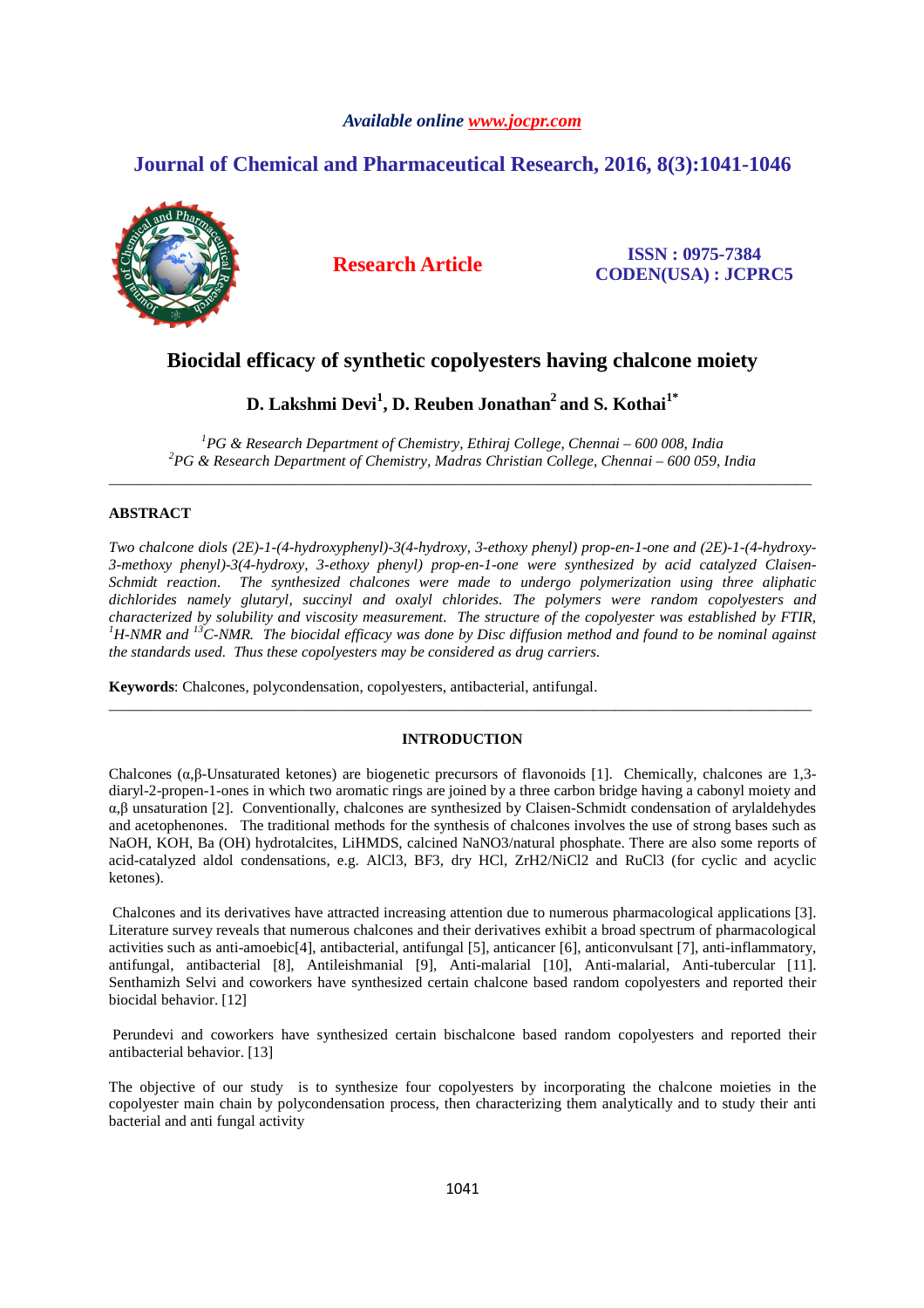*Available online www.jocpr.com*

## Journal of Chemical and Pharmaceutical Research, 2016, 8(3):1041-1046

**Research Article**

**ISSN : 0975-7384**
**CODEN(USA) : JCPRC5**

# Biocidal efficacy of synthetic copolyesters having chalcone moiety

**D. Lakshmi Devi[1], D. Reuben Jonathan[2] and S. Kothai[1*]**

*[1]PG & Research Department of Chemistry, Ethiraj College, Chennai – 600 008, India*
*[2]PG & Research Department of Chemistry, Madras Christian College, Chennai – 600 059, India*

---

## ABSTRACT

*Two chalcone diols (2E)-1-(4-hydroxyphenyl)-3(4-hydroxy, 3-ethoxy phenyl) prop-en-1-one and (2E)-1-(4-hydroxy-3-methoxy phenyl)-3(4-hydroxy, 3-ethoxy phenyl) prop-en-1-one were synthesized by acid catalyzed Claisen-Schmidt reaction. The synthesized chalcones were made to undergo polymerization using three aliphatic dichlorides namely glutaryl, succinyl and oxalyl chlorides. The polymers were random copolyesters and characterized by solubility and viscosity measurement. The structure of the copolyester was established by FTIR, $^{1}$H-NMR and $^{13}$C-NMR. The biocidal efficacy was done by Disc diffusion method and found to be nominal against the standards used. Thus these copolyesters may be considered as drug carriers.*

**Keywords**: Chalcones, polycondensation, copolyesters, antibacterial, antifungal.

---

## INTRODUCTION

Chalcones (α,β-Unsaturated ketones) are biogenetic precursors of flavonoids [1]. Chemically, chalcones are 1,3-diaryl-2-propen-1-ones in which two aromatic rings are joined by a three carbon bridge having a cabonyl moiety and α,β unsaturation [2]. Conventionally, chalcones are synthesized by Claisen-Schmidt condensation of arylaldehydes and acetophenones. The traditional methods for the synthesis of chalcones involves the use of strong bases such as NaOH, KOH, Ba (OH) hydrotalcites, LiHMDS, calcined NaNO3/natural phosphate. There are also some reports of acid-catalyzed aldol condensations, e.g. AlCl3, BF3, dry HCl, ZrH2/NiCl2 and RuCl3 (for cyclic and acyclic ketones).

Chalcones and its derivatives have attracted increasing attention due to numerous pharmacological applications [3]. Literature survey reveals that numerous chalcones and their derivatives exhibit a broad spectrum of pharmacological activities such as anti-amoebic[4], antibacterial, antifungal [5], anticancer [6], anticonvulsant [7], anti-inflammatory, antifungal, antibacterial [8], Antileishmanial [9], Anti-malarial [10], Anti-malarial, Anti-tubercular [11]. Senthamizh Selvi and coworkers have synthesized certain chalcone based random copolyesters and reported their biocidal behavior. [12]

Perundevi and coworkers have synthesized certain bischalcone based random copolyesters and reported their antibacterial behavior. [13]

The objective of our study is to synthesize four copolyesters by incorporating the chalcone moieties in the copolyester main chain by polycondensation process, then characterizing them analytically and to study their anti bacterial and anti fungal activity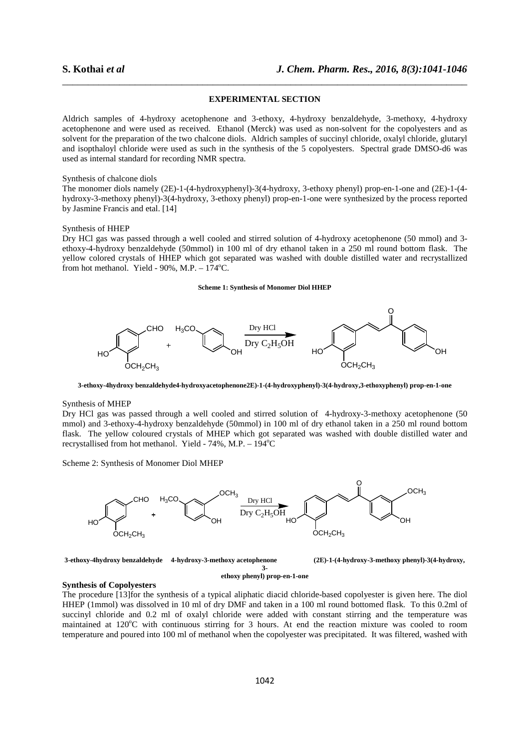## EXPERIMENTAL SECTION

Aldrich samples of 4-hydroxy acetophenone and 3-ethoxy, 4-hydroxy benzaldehyde, 3-methoxy, 4-hydroxy acetophenone and were used as received. Ethanol (Merck) was used as non-solvent for the copolyesters and as solvent for the preparation of the two chalcone diols. Aldrich samples of succinyl chloride, oxalyl chloride, glutaryl and isopthaloyl chloride were used as such in the synthesis of the 5 copolyesters. Spectral grade DMSO-d6 was used as internal standard for recording NMR spectra.

Synthesis of chalcone diols

The monomer diols namely (2E)-1-(4-hydroxyphenyl)-3(4-hydroxy, 3-ethoxy phenyl) prop-en-1-one and (2E)-1-(4-hydroxy-3-methoxy phenyl)-3(4-hydroxy, 3-ethoxy phenyl) prop-en-1-one were synthesized by the process reported by Jasmine Francis and etal. [14]

Synthesis of HHEP

Dry HCl gas was passed through a well cooled and stirred solution of 4-hydroxy acetophenone (50 mmol) and 3-ethoxy-4-hydroxy benzaldehyde (50mmol) in 100 ml of dry ethanol taken in a 250 ml round bottom flask. The yellow colored crystals of HHEP which got separated was washed with double distilled water and recrystallized from hot methanol. Yield - 90%, M.P. – 174°C.

**Scheme 1: Synthesis of Monomer Diol HHEP**

Dry HCl, Dry $C_2H_5OH$

**3-ethoxy-4hydroxy benzaldehyde4-hydroxyacetophenone2E)-1-(4-hydroxyphenyl)-3(4-hydroxy,3-ethoxyphenyl) prop-en-1-one**

Synthesis of MHEP

Dry HCl gas was passed through a well cooled and stirred solution of 4-hydroxy-3-methoxy acetophenone (50 mmol) and 3-ethoxy-4-hydroxy benzaldehyde (50mmol) in 100 ml of dry ethanol taken in a 250 ml round bottom flask. The yellow coloured crystals of MHEP which got separated was washed with double distilled water and recrystallised from hot methanol. Yield - 74%, M.P. – 194°C

Scheme 2: Synthesis of Monomer Diol MHEP

Dry HCl, Dry $C_2H_5OH$

**3-ethoxy-4hydroxy benzaldehyde 4-hydroxy-3-methoxy acetophenone (2E)-1-(4-hydroxy-3-methoxy phenyl)-3(4-hydroxy, 3-ethoxy phenyl) prop-en-1-one**

**Synthesis of Copolyesters**

The procedure [13]for the synthesis of a typical aliphatic diacid chloride-based copolyester is given here. The diol HHEP (1mmol) was dissolved in 10 ml of dry DMF and taken in a 100 ml round bottomed flask. To this 0.2ml of succinyl chloride and 0.2 ml of oxalyl chloride were added with constant stirring and the temperature was maintained at 120°C with continuous stirring for 3 hours. At end the reaction mixture was cooled to room temperature and poured into 100 ml of methanol when the copolyester was precipitated. It was filtered, washed with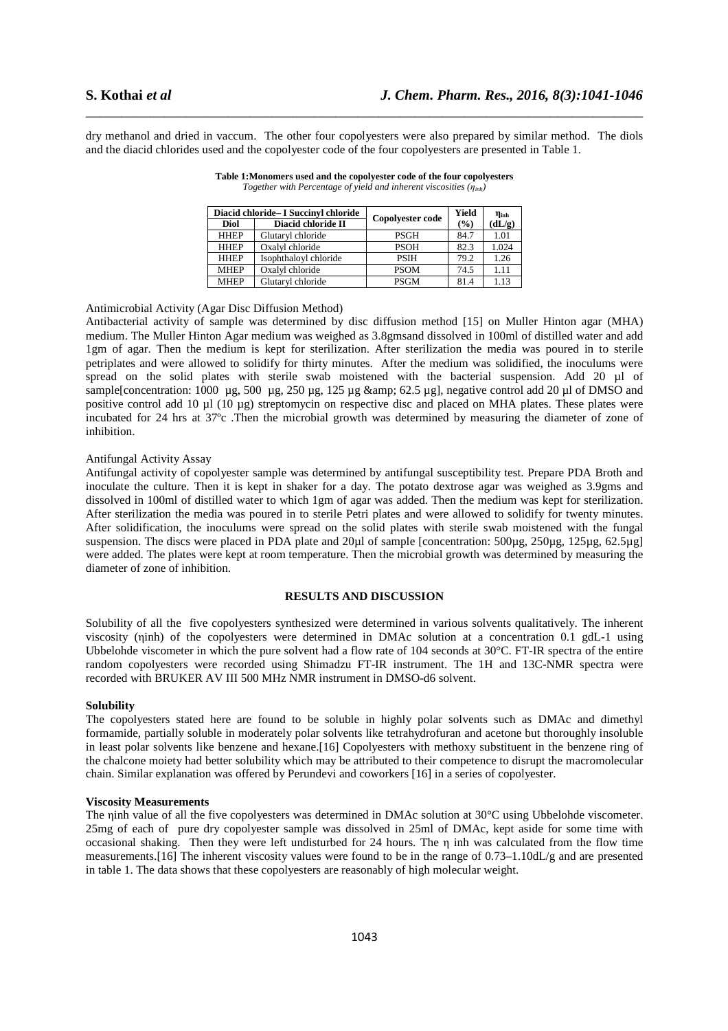dry methanol and dried in vaccum. The other four copolyesters were also prepared by similar method. The diols and the diacid chlorides used and the copolyester code of the four copolyesters are presented in Table 1.

**Table 1:Monomers used and the copolyester code of the four copolyesters**
*Together with Percentage of yield and inherent viscosities ($\eta_{inh}$)*

| Diacid chloride– I Succinyl chloride | | Copolyester code | Yield | $\eta_{inh}$ |
|---|---|---|---|---|
| **Diol** | **Diacid chloride II** | | **(%)** | **(dL/g)** |
| HHEP | Glutaryl chloride | PSGH | 84.7 | 1.01 |
| HHEP | Oxalyl chloride | PSOH | 82.3 | 1.024 |
| HHEP | Isophthaloyl chloride | PSIH | 79.2 | 1.26 |
| MHEP | Oxalyl chloride | PSOM | 74.5 | 1.11 |
| MHEP | Glutaryl chloride | PSGM | 81.4 | 1.13 |

Antimicrobial Activity (Agar Disc Diffusion Method)

Antibacterial activity of sample was determined by disc diffusion method [15] on Muller Hinton agar (MHA) medium. The Muller Hinton Agar medium was weighed as 3.8gmsand dissolved in 100ml of distilled water and add 1gm of agar. Then the medium is kept for sterilization. After sterilization the media was poured in to sterile petriplates and were allowed to solidify for thirty minutes. After the medium was solidified, the inoculums were spread on the solid plates with sterile swab moistened with the bacterial suspension. Add 20 µl of sample[concentration: 1000 µg, 500 µg, 250 µg, 125 µg &amp; 62.5 µg], negative control add 20 µl of DMSO and positive control add 10 µl (10 µg) streptomycin on respective disc and placed on MHA plates. These plates were incubated for 24 hrs at 37ºc .Then the microbial growth was determined by measuring the diameter of zone of inhibition.

Antifungal Activity Assay

Antifungal activity of copolyester sample was determined by antifungal susceptibility test. Prepare PDA Broth and inoculate the culture. Then it is kept in shaker for a day. The potato dextrose agar was weighed as 3.9gms and dissolved in 100ml of distilled water to which 1gm of agar was added. Then the medium was kept for sterilization. After sterilization the media was poured in to sterile Petri plates and were allowed to solidify for twenty minutes. After solidification, the inoculums were spread on the solid plates with sterile swab moistened with the fungal suspension. The discs were placed in PDA plate and 20µl of sample [concentration: 500µg, 250µg, 125µg, 62.5µg] were added. The plates were kept at room temperature. Then the microbial growth was determined by measuring the diameter of zone of inhibition.

## RESULTS AND DISCUSSION

Solubility of all the five copolyesters synthesized were determined in various solvents qualitatively. The inherent viscosity (ηinh) of the copolyesters were determined in DMAc solution at a concentration 0.1 gdL-1 using Ubbelohde viscometer in which the pure solvent had a flow rate of 104 seconds at 30°C. FT-IR spectra of the entire random copolyesters were recorded using Shimadzu FT-IR instrument. The 1H and 13C-NMR spectra were recorded with BRUKER AV III 500 MHz NMR instrument in DMSO-d6 solvent.

**Solubility**

The copolyesters stated here are found to be soluble in highly polar solvents such as DMAc and dimethyl formamide, partially soluble in moderately polar solvents like tetrahydrofuran and acetone but thoroughly insoluble in least polar solvents like benzene and hexane.[16] Copolyesters with methoxy substituent in the benzene ring of the chalcone moiety had better solubility which may be attributed to their competence to disrupt the macromolecular chain. Similar explanation was offered by Perundevi and coworkers [16] in a series of copolyester.

**Viscosity Measurements**

The ηinh value of all the five copolyesters was determined in DMAc solution at 30°C using Ubbelohde viscometer. 25mg of each of pure dry copolyester sample was dissolved in 25ml of DMAc, kept aside for some time with occasional shaking. Then they were left undisturbed for 24 hours. The η inh was calculated from the flow time measurements.[16] The inherent viscosity values were found to be in the range of 0.73–1.10dL/g and are presented in table 1. The data shows that these copolyesters are reasonably of high molecular weight.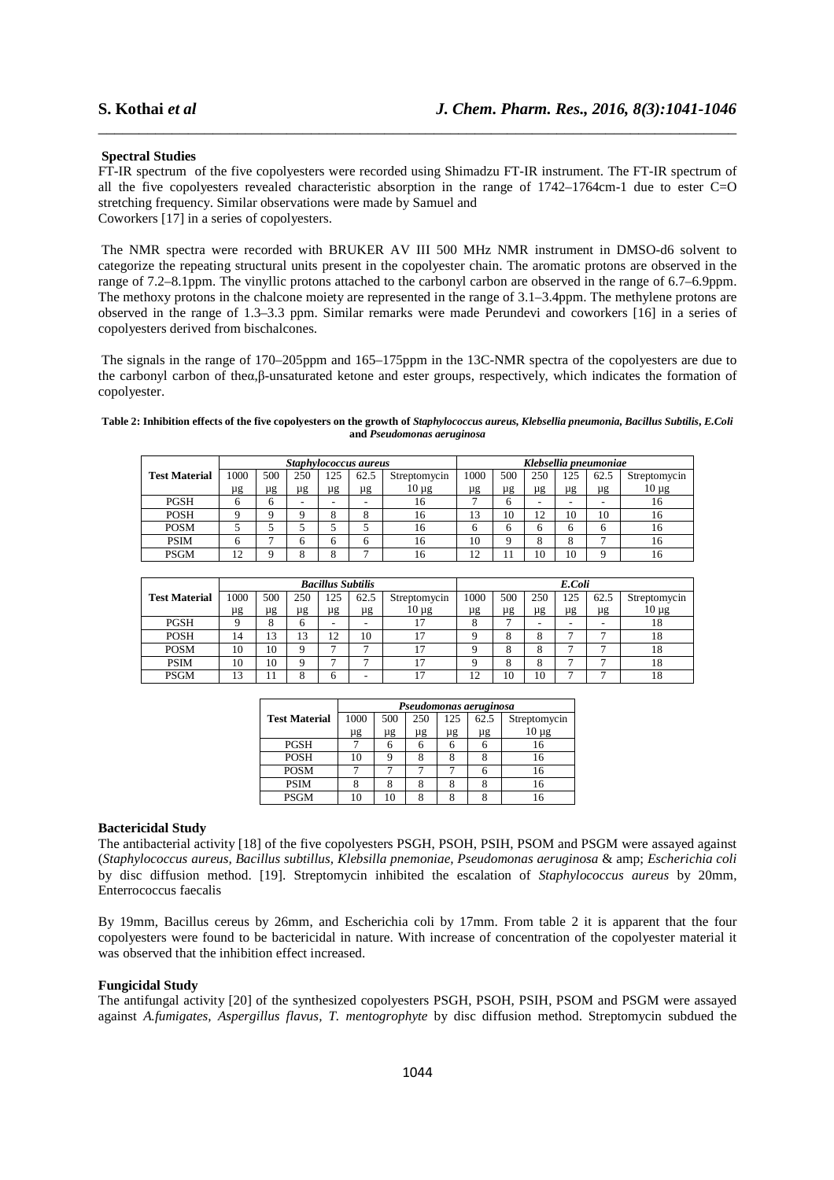**Spectral Studies**

FT-IR spectrum of the five copolyesters were recorded using Shimadzu FT-IR instrument. The FT-IR spectrum of all the five copolyesters revealed characteristic absorption in the range of 1742–1764cm-1 due to ester C=O stretching frequency. Similar observations were made by Samuel and Coworkers [17] in a series of copolyesters.

The NMR spectra were recorded with BRUKER AV III 500 MHz NMR instrument in DMSO-d6 solvent to categorize the repeating structural units present in the copolyester chain. The aromatic protons are observed in the range of 7.2–8.1ppm. The vinyllic protons attached to the carbonyl carbon are observed in the range of 6.7–6.9ppm. The methoxy protons in the chalcone moiety are represented in the range of 3.1–3.4ppm. The methylene protons are observed in the range of 1.3–3.3 ppm. Similar remarks were made Perundevi and coworkers [16] in a series of copolyesters derived from bischalcones.

The signals in the range of 170–205ppm and 165–175ppm in the 13C-NMR spectra of the copolyesters are due to the carbonyl carbon of theα,β-unsaturated ketone and ester groups, respectively, which indicates the formation of copolyester.

**Table 2: Inhibition effects of the five copolyesters on the growth of *Staphylococcus aureus, Klebsellia pneumonia, Bacillus Subtilis, E.Coli* and *Pseudomonas aeruginosa***

| Test Material | *Staphylococcus aureus* | | | | | | *Klebsellia pneumoniae* | | | | | |
|---|---|---|---|---|---|---|---|---|---|---|---|---|
| | 1000 µg | 500 µg | 250 µg | 125 µg | 62.5 µg | Streptomycin 10 µg | 1000 µg | 500 µg | 250 µg | 125 µg | 62.5 µg | Streptomycin 10 µg |
| PGSH | 6 | 6 | - | - | - | 16 | 7 | 6 | - | - | - | 16 |
| POSH | 9 | 9 | 9 | 8 | 8 | 16 | 13 | 10 | 12 | 10 | 10 | 16 |
| POSM | 5 | 5 | 5 | 5 | 5 | 16 | 6 | 6 | 6 | 6 | 6 | 16 |
| PSIM | 6 | 7 | 6 | 6 | 6 | 16 | 10 | 9 | 8 | 8 | 7 | 16 |
| PSGM | 12 | 9 | 8 | 8 | 7 | 16 | 12 | 11 | 10 | 10 | 9 | 16 |

| Test Material | *Bacillus Subtilis* | | | | | | *E.Coli* | | | | | |
|---|---|---|---|---|---|---|---|---|---|---|---|---|
| | 1000 µg | 500 µg | 250 µg | 125 µg | 62.5 µg | Streptomycin 10 µg | 1000 µg | 500 µg | 250 µg | 125 µg | 62.5 µg | Streptomycin 10 µg |
| PGSH | 9 | 8 | 6 | - | - | 17 | 8 | 7 | - | - | - | 18 |
| POSH | 14 | 13 | 13 | 12 | 10 | 17 | 9 | 8 | 8 | 7 | 7 | 18 |
| POSM | 10 | 10 | 9 | 7 | 7 | 17 | 9 | 8 | 8 | 7 | 7 | 18 |
| PSIM | 10 | 10 | 9 | 7 | 7 | 17 | 9 | 8 | 8 | 7 | 7 | 18 |
| PSGM | 13 | 11 | 8 | 6 | - | 17 | 12 | 10 | 10 | 7 | 7 | 18 |

| Test Material | *Pseudomonas aeruginosa* | | | | | |
|---|---|---|---|---|---|---|
| | 1000 µg | 500 µg | 250 µg | 125 µg | 62.5 µg | Streptomycin 10 µg |
| PGSH | 7 | 6 | 6 | 6 | 6 | 16 |
| POSH | 10 | 9 | 8 | 8 | 8 | 16 |
| POSM | 7 | 7 | 7 | 7 | 6 | 16 |
| PSIM | 8 | 8 | 8 | 8 | 8 | 16 |
| PSGM | 10 | 10 | 8 | 8 | 8 | 16 |

**Bactericidal Study**

The antibacterial activity [18] of the five copolyesters PSGH, PSOH, PSIH, PSOM and PSGM were assayed against (*Staphylococcus aureus, Bacillus subtillus, Klebsilla pnemoniae, Pseudomonas aeruginosa* & amp; *Escherichia coli* by disc diffusion method. [19]. Streptomycin inhibited the escalation of *Staphylococcus aureus* by 20mm, Enterrococcus faecalis

By 19mm, Bacillus cereus by 26mm, and Escherichia coli by 17mm. From table 2 it is apparent that the four copolyesters were found to be bactericidal in nature. With increase of concentration of the copolyester material it was observed that the inhibition effect increased.

**Fungicidal Study**

The antifungal activity [20] of the synthesized copolyesters PSGH, PSOH, PSIH, PSOM and PSGM were assayed against *A.fumigates, Aspergillus flavus, T. mentogrophyte* by disc diffusion method. Streptomycin subdued the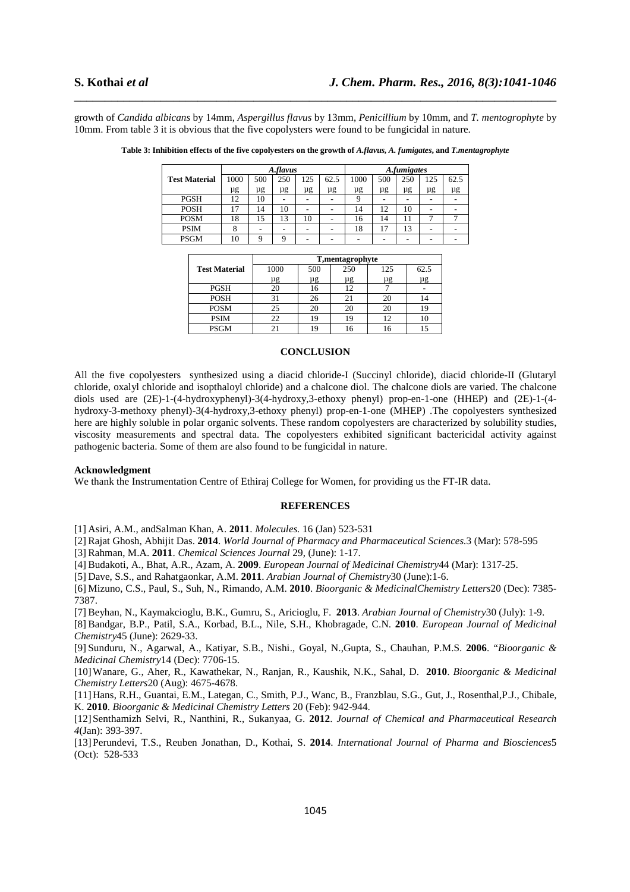growth of *Candida albicans* by 14mm, *Aspergillus flavus* by 13mm, *Penicillium* by 10mm, and *T. mentogrophyte* by 10mm. From table 3 it is obvious that the five copolysters were found to be fungicidal in nature.

**Table 3: Inhibition effects of the five copolyesters on the growth of *A.flavus, A. fumigates*, and *T.mentagrophyte***

| Test Material | *A.flavus* | | | | | *A.fumigates* | | | | |
|---|---|---|---|---|---|---|---|---|---|---|
| | 1000 µg | 500 µg | 250 µg | 125 µg | 62.5 µg | 1000 µg | 500 µg | 250 µg | 125 µg | 62.5 µg |
| PGSH | 12 | 10 | - | - | - | 9 | - | - | - | - |
| POSH | 17 | 14 | 10 | - | - | 14 | 12 | 10 | - | - |
| POSM | 18 | 15 | 13 | 10 | - | 16 | 14 | 11 | 7 | 7 |
| PSIM | 8 | - | - | - | - | 18 | 17 | 13 | - | - |
| PSGM | 10 | 9 | 9 | - | - | - | - | - | - | - |

| Test Material | T,mentagrophyte | | | | |
|---|---|---|---|---|---|
| | 1000 µg | 500 µg | 250 µg | 125 µg | 62.5 µg |
| PGSH | 20 | 16 | 12 | 7 | - |
| POSH | 31 | 26 | 21 | 20 | 14 |
| POSM | 25 | 20 | 20 | 20 | 19 |
| PSIM | 22 | 19 | 19 | 12 | 10 |
| PSGM | 21 | 19 | 16 | 16 | 15 |

## CONCLUSION

All the five copolyesters synthesized using a diacid chloride-I (Succinyl chloride), diacid chloride-II (Glutaryl chloride, oxalyl chloride and isopthaloyl chloride) and a chalcone diol. The chalcone diols are varied. The chalcone diols used are (2E)-1-(4-hydroxyphenyl)-3(4-hydroxy,3-ethoxy phenyl) prop-en-1-one (HHEP) and (2E)-1-(4-hydroxy-3-methoxy phenyl)-3(4-hydroxy,3-ethoxy phenyl) prop-en-1-one (MHEP) .The copolyesters synthesized here are highly soluble in polar organic solvents. These random copolyesters are characterized by solubility studies, viscosity measurements and spectral data. The copolyesters exhibited significant bactericidal activity against pathogenic bacteria. Some of them are also found to be fungicidal in nature.

### Acknowledgment

We thank the Instrumentation Centre of Ethiraj College for Women, for providing us the FT-IR data.

## REFERENCES

[1] Asiri, A.M., andSalman Khan, A. **2011**. *Molecules.* 16 (Jan) 523-531

[2] Rajat Ghosh, Abhijit Das. **2014**. *World Journal of Pharmacy and Pharmaceutical Sciences.*3 (Mar): 578-595

[3] Rahman, M.A. **2011**. *Chemical Sciences Journal* 29, (June): 1-17.

[4] Budakoti, A., Bhat, A.R., Azam, A. **2009**. *European Journal of Medicinal Chemistry*44 (Mar): 1317-25.

[5] Dave, S.S., and Rahatgaonkar, A.M. **2011**. *Arabian Journal of Chemistry*30 (June):1-6.

[6] Mizuno, C.S., Paul, S., Suh, N., Rimando, A.M. **2010**. *Bioorganic & MedicinalChemistry Letters*20 (Dec): 7385-7387.

[7] Beyhan, N., Kaymakcioglu, B.K., Gumru, S., Aricioglu, F. **2013**. *Arabian Journal of Chemistry*30 (July): 1-9.

[8] Bandgar, B.P., Patil, S.A., Korbad, B.L., Nile, S.H., Khobragade, C.N. **2010**. *European Journal of Medicinal Chemistry*45 (June): 2629-33.

[9] Sunduru, N., Agarwal, A., Katiyar, S.B., Nishi., Goyal, N.,Gupta, S., Chauhan, P.M.S. **2006**. "*Bioorganic & Medicinal Chemistry*14 (Dec): 7706-15.

[10] Wanare, G., Aher, R., Kawathekar, N., Ranjan, R., Kaushik, N.K., Sahal, D. **2010**. *Bioorganic & Medicinal Chemistry Letters*20 (Aug): 4675-4678.

[11] Hans, R.H., Guantai, E.M., Lategan, C., Smith, P.J., Wanc, B., Franzblau, S.G., Gut, J., Rosenthal,P.J., Chibale, K. **2010**. *Bioorganic & Medicinal Chemistry Letters* 20 (Feb): 942-944.

[12] Senthamizh Selvi, R., Nanthini, R., Sukanyaa, G. **2012**. *Journal of Chemical and Pharmaceutical Research 4*(Jan): 393-397.

[13] Perundevi, T.S., Reuben Jonathan, D., Kothai, S. **2014**. *International Journal of Pharma and Biosciences*5 (Oct): 528-533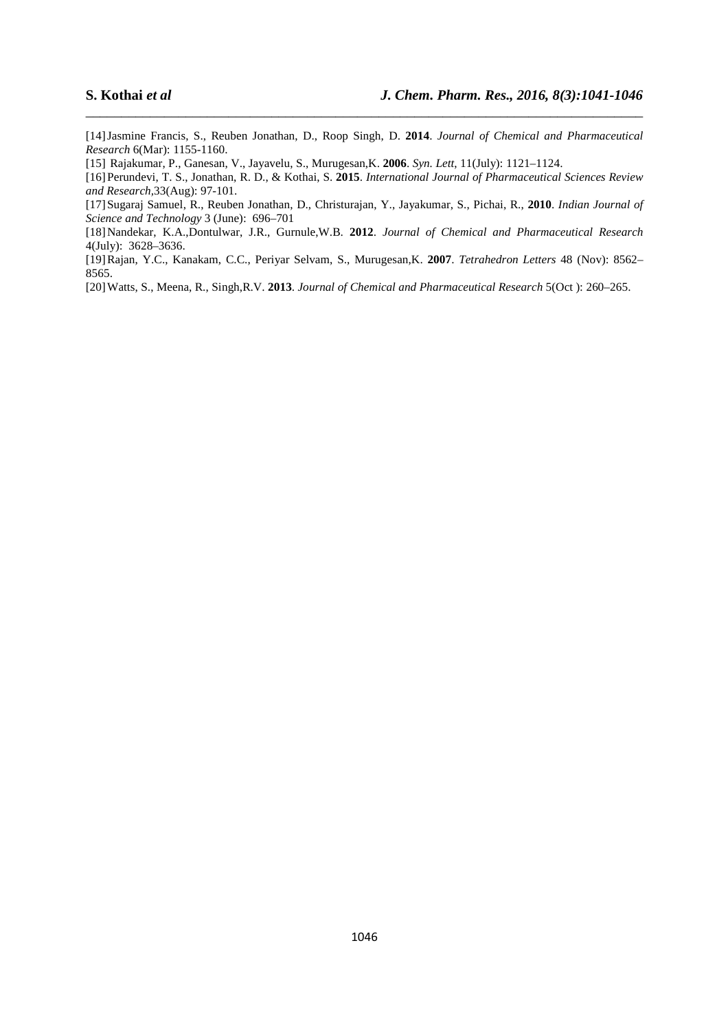[14] Jasmine Francis, S., Reuben Jonathan, D., Roop Singh, D. **2014**. *Journal of Chemical and Pharmaceutical Research* 6(Mar): 1155-1160.

[15] Rajakumar, P., Ganesan, V., Jayavelu, S., Murugesan,K. **2006**. *Syn. Lett*, 11(July): 1121–1124.

[16] Perundevi, T. S., Jonathan, R. D., & Kothai, S. **2015**. *International Journal of Pharmaceutical Sciences Review and Research*,33(Aug): 97-101.

[17] Sugaraj Samuel, R., Reuben Jonathan, D., Christurajan, Y., Jayakumar, S., Pichai, R., **2010**. *Indian Journal of Science and Technology* 3 (June): 696–701

[18] Nandekar, K.A.,Dontulwar, J.R., Gurnule,W.B. **2012**. *Journal of Chemical and Pharmaceutical Research* 4(July): 3628–3636.

[19] Rajan, Y.C., Kanakam, C.C., Periyar Selvam, S., Murugesan,K. **2007**. *Tetrahedron Letters* 48 (Nov): 8562–8565.

[20] Watts, S., Meena, R., Singh,R.V. **2013**. *Journal of Chemical and Pharmaceutical Research* 5(Oct ): 260–265.